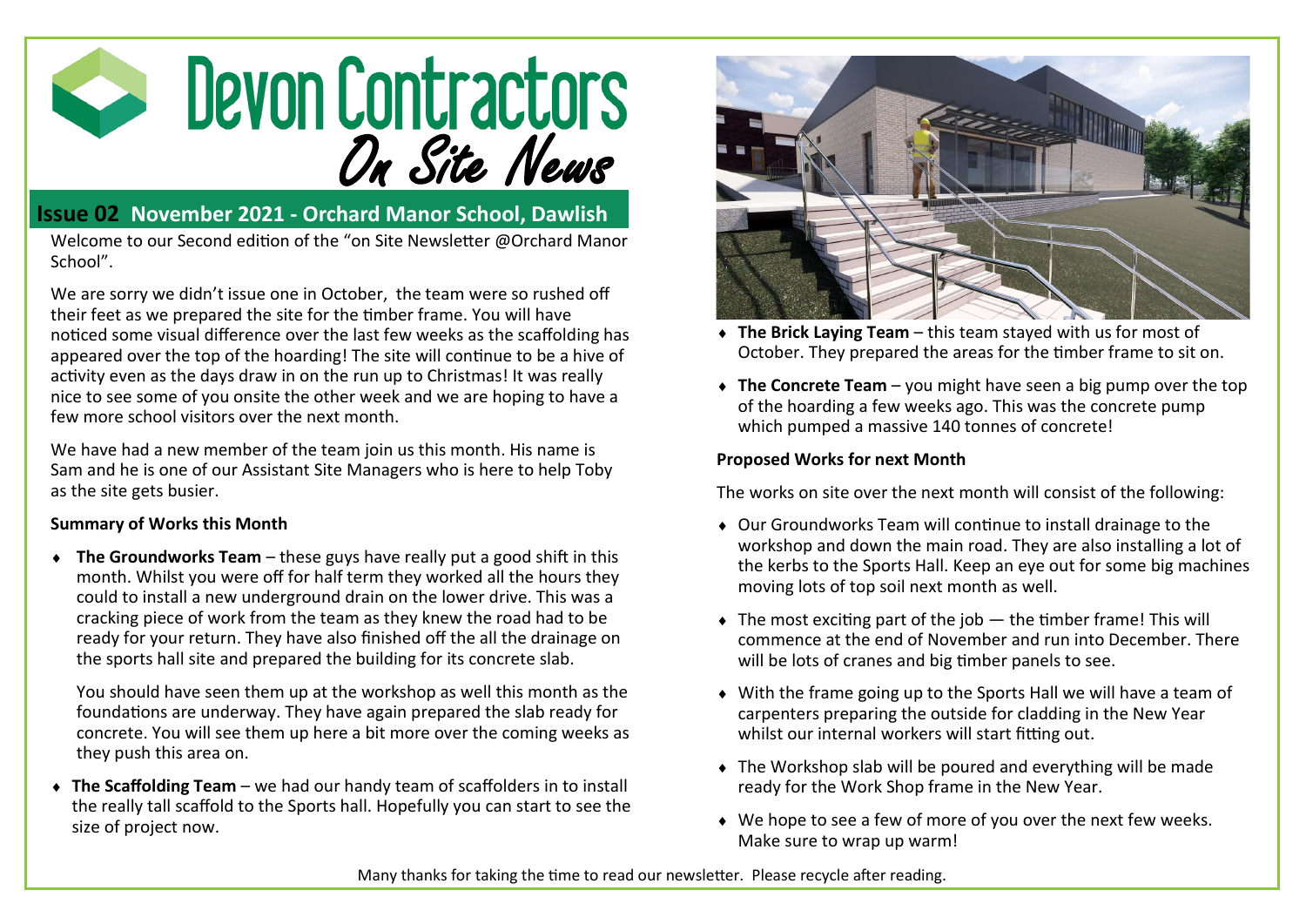# Devon Contractors

## *On Site News*

**Issue 02 November 2021 - Orchard Manor School, Dawlish**

Welcome to our Second edition of the "on Site Newsletter @Orchard Manor School".

We are sorry we didn't issue one in October, the team were so rushed off their feet as we prepared the site for the timber frame. You will have noticed some visual difference over the last few weeks as the scaffolding has appeared over the top of the hoarding! The site will continue to be a hive of activity even as the days draw in on the run up to Christmas! It was really nice to see some of you onsite the other week and we are hoping to have a few more school visitors over the next month.

We have had a new member of the team join us this month. His name is Sam and he is one of our Assistant Site Managers who is here to help Toby as the site gets busier.

**Summary of Works this Month**

- **The Groundworks Team** – these guys have really put a good shift in this month. Whilst you were off for half term they worked all the hours they could to install a new underground drain on the lower drive. This was a cracking piece of work from the team as they knew the road had to be ready for your return. They have also finished off the all the drainage on the sports hall site and prepared the building for its concrete slab.

  You should have seen them up at the workshop as well this month as the foundations are underway. They have again prepared the slab ready for concrete. You will see them up here a bit more over the coming weeks as they push this area on.

- **The Scaffolding Team** – we had our handy team of scaffolders in to install the really tall scaffold to the Sports hall. Hopefully you can start to see the size of project now.
- **The Brick Laying Team** – this team stayed with us for most of October. They prepared the areas for the timber frame to sit on.
- **The Concrete Team** – you might have seen a big pump over the top of the hoarding a few weeks ago. This was the concrete pump which pumped a massive 140 tonnes of concrete!

**Proposed Works for next Month**

The works on site over the next month will consist of the following:

- Our Groundworks Team will continue to install drainage to the workshop and down the main road. They are also installing a lot of the kerbs to the Sports Hall. Keep an eye out for some big machines moving lots of top soil next month as well.
- The most exciting part of the job — the timber frame! This will commence at the end of November and run into December. There will be lots of cranes and big timber panels to see.
- With the frame going up to the Sports Hall we will have a team of carpenters preparing the outside for cladding in the New Year whilst our internal workers will start fitting out.
- The Workshop slab will be poured and everything will be made ready for the Work Shop frame in the New Year.
- We hope to see a few of more of you over the next few weeks. Make sure to wrap up warm!

Many thanks for taking the time to read our newsletter. Please recycle after reading.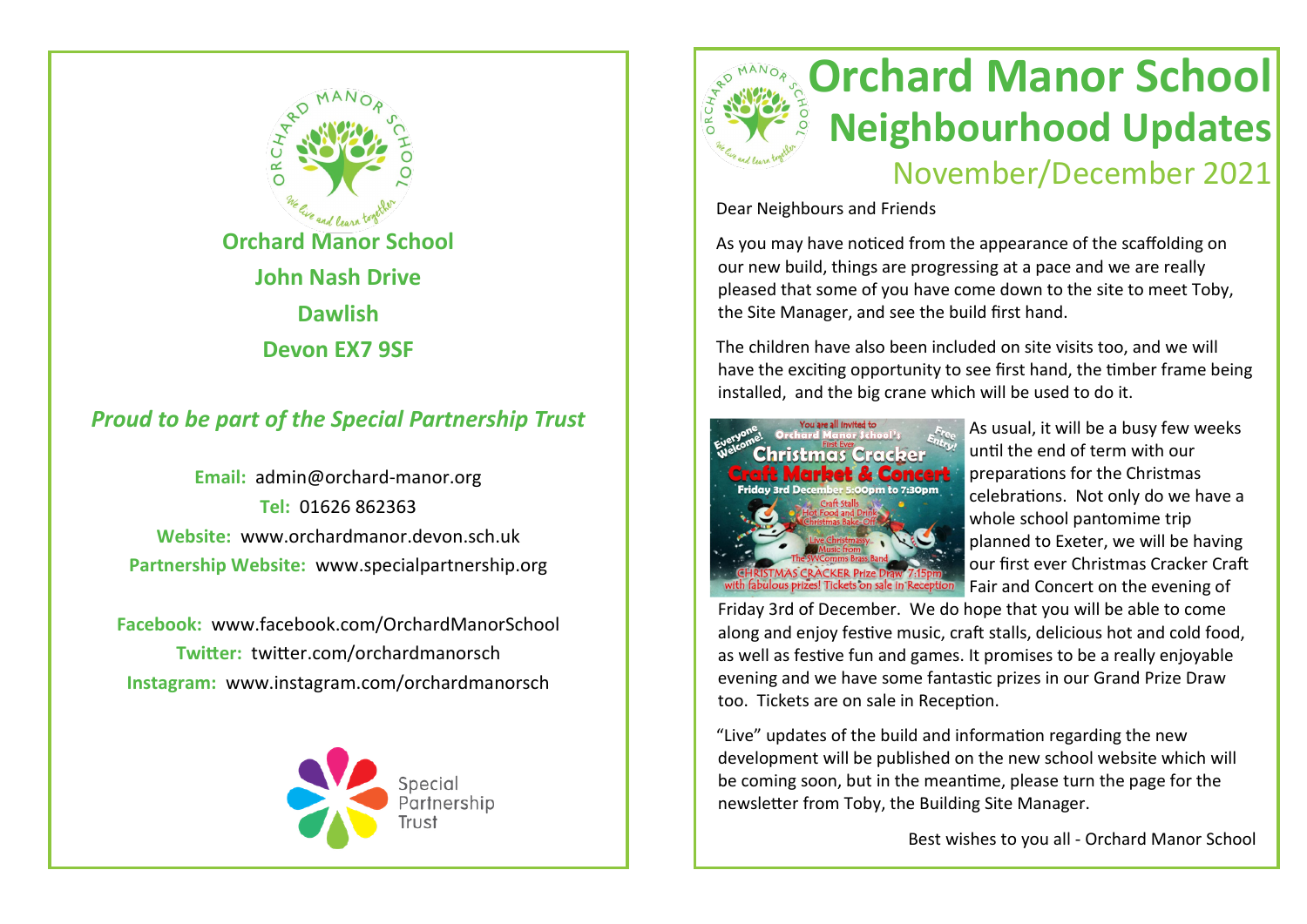**Orchard Manor School**

**John Nash Drive**

**Dawlish**

**Devon EX7 9SF**

***Proud to be part of the Special Partnership Trust***

**Email:** admin@orchard-manor.org
**Tel:** 01626 862363
**Website:** www.orchardmanor.devon.sch.uk
**Partnership Website:** www.specialpartnership.org

**Facebook:** www.facebook.com/OrchardManorSchool
**Twitter:** twitter.com/orchardmanorsch
**Instagram:** www.instagram.com/orchardmanorsch

# Orchard Manor School
## Neighbourhood Updates
### November/December 2021

Dear Neighbours and Friends

As you may have noticed from the appearance of the scaffolding on our new build, things are progressing at a pace and we are really pleased that some of you have come down to the site to meet Toby, the Site Manager, and see the build first hand.

The children have also been included on site visits too, and we will have the exciting opportunity to see first hand, the timber frame being installed, and the big crane which will be used to do it.

As usual, it will be a busy few weeks until the end of term with our preparations for the Christmas celebrations. Not only do we have a whole school pantomime trip planned to Exeter, we will be having our first ever Christmas Cracker Craft Fair and Concert on the evening of Friday 3rd of December. We do hope that you will be able to come along and enjoy festive music, craft stalls, delicious hot and cold food, as well as festive fun and games. It promises to be a really enjoyable evening and we have some fantastic prizes in our Grand Prize Draw too. Tickets are on sale in Reception.

"Live" updates of the build and information regarding the new development will be published on the new school website which will be coming soon, but in the meantime, please turn the page for the newsletter from Toby, the Building Site Manager.

Best wishes to you all - Orchard Manor School